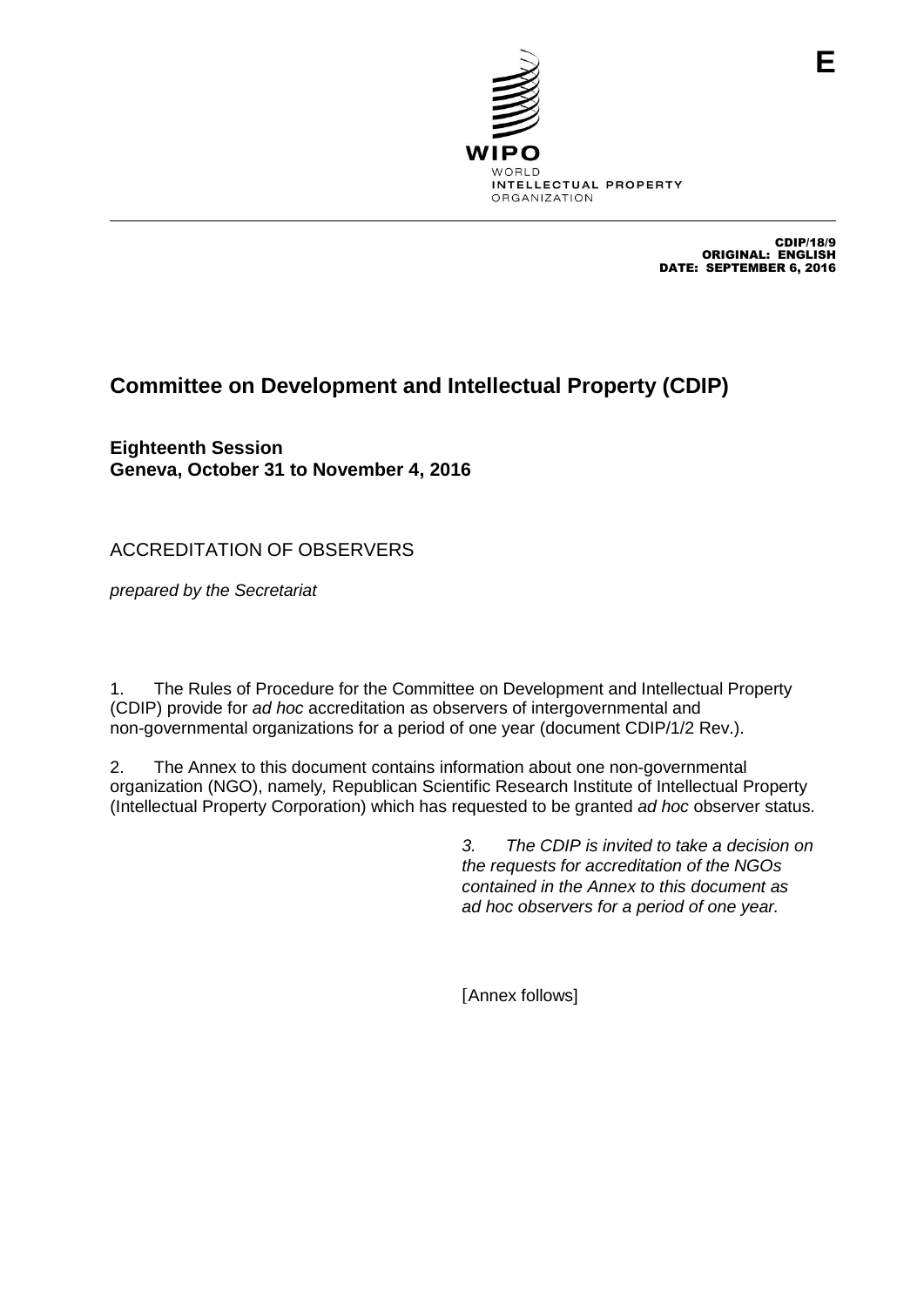E

WIPO
WORLD
INTELLECTUAL PROPERTY
ORGANIZATION

CDIP/18/9
ORIGINAL: ENGLISH
DATE: SEPTEMBER 6, 2016

# Committee on Development and Intellectual Property (CDIP)

**Eighteenth Session**
**Geneva, October 31 to November 4, 2016**

## ACCREDITATION OF OBSERVERS

*prepared by the Secretariat*

1. The Rules of Procedure for the Committee on Development and Intellectual Property (CDIP) provide for *ad hoc* accreditation as observers of intergovernmental and non-governmental organizations for a period of one year (document CDIP/1/2 Rev.).

2. The Annex to this document contains information about one non-governmental organization (NGO), namely*,* Republican Scientific Research Institute of Intellectual Property (Intellectual Property Corporation) which has requested to be granted *ad hoc* observer status.

*3. The CDIP is invited to take a decision on the requests for accreditation of the NGOs contained in the Annex to this document as ad hoc observers for a period of one year.*

[Annex follows]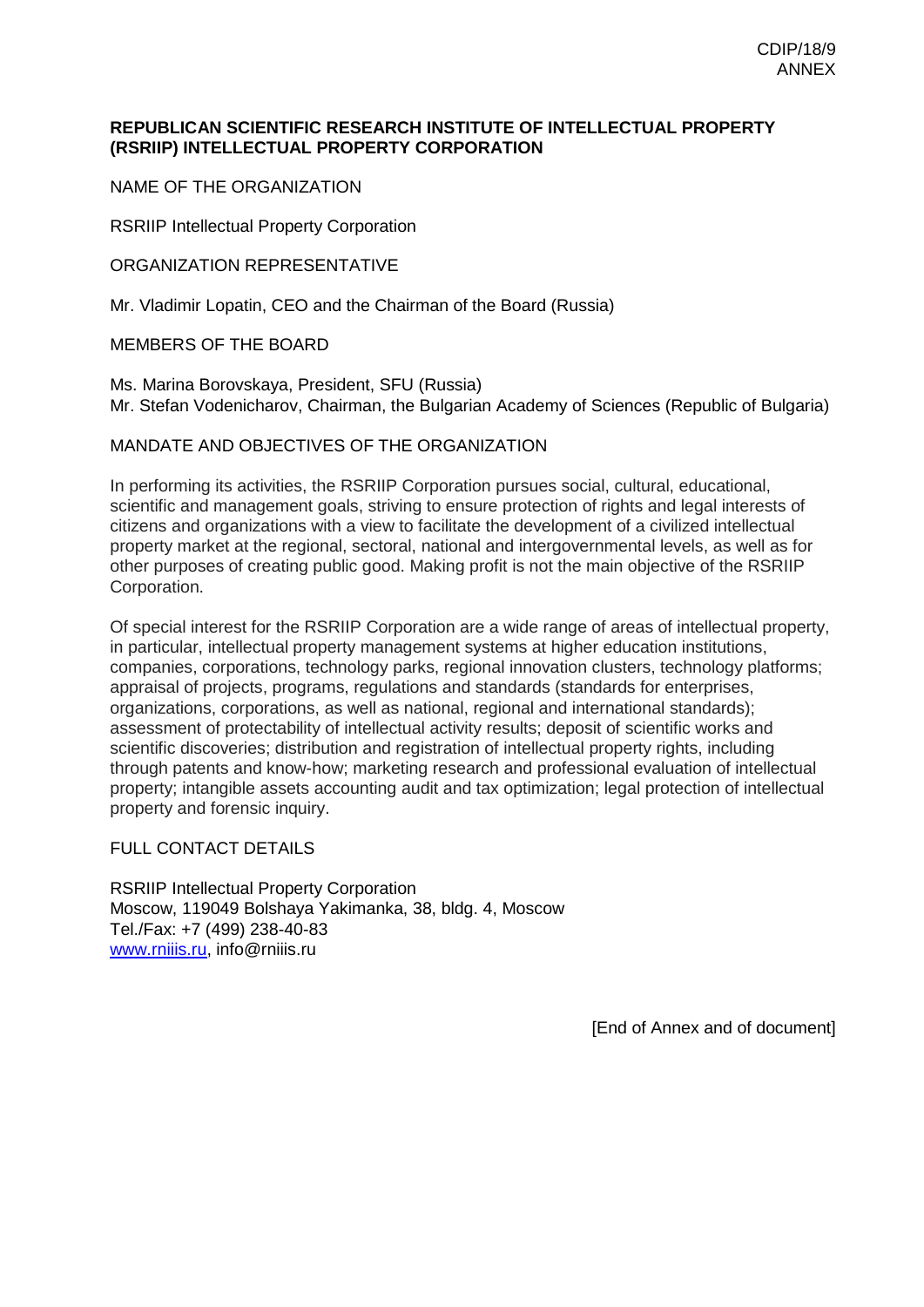**REPUBLICAN SCIENTIFIC RESEARCH INSTITUTE OF INTELLECTUAL PROPERTY (RSRIIP) INTELLECTUAL PROPERTY CORPORATION**

NAME OF THE ORGANIZATION

RSRIIP Intellectual Property Corporation

ORGANIZATION REPRESENTATIVE

Mr. Vladimir Lopatin, CEO and the Chairman of the Board (Russia)

MEMBERS OF THE BOARD

Ms. Marina Borovskaya, President, SFU (Russia)
Mr. Stefan Vodenicharov, Chairman, the Bulgarian Academy of Sciences (Republic of Bulgaria)

MANDATE AND OBJECTIVES OF THE ORGANIZATION

In performing its activities, the RSRIIP Corporation pursues social, cultural, educational, scientific and management goals, striving to ensure protection of rights and legal interests of citizens and organizations with a view to facilitate the development of a civilized intellectual property market at the regional, sectoral, national and intergovernmental levels, as well as for other purposes of creating public good. Making profit is not the main objective of the RSRIIP Corporation.

Of special interest for the RSRIIP Corporation are a wide range of areas of intellectual property, in particular, intellectual property management systems at higher education institutions, companies, corporations, technology parks, regional innovation clusters, technology platforms; appraisal of projects, programs, regulations and standards (standards for enterprises, organizations, corporations, as well as national, regional and international standards); assessment of protectability of intellectual activity results; deposit of scientific works and scientific discoveries; distribution and registration of intellectual property rights, including through patents and know-how; marketing research and professional evaluation of intellectual property; intangible assets accounting audit and tax optimization; legal protection of intellectual property and forensic inquiry.

FULL CONTACT DETAILS

RSRIIP Intellectual Property Corporation
Moscow, 119049 Bolshaya Yakimanka, 38, bldg. 4, Moscow
Tel./Fax: +7 (499) 238-40-83
www.rniiis.ru, info@rniiis.ru

[End of Annex and of document]